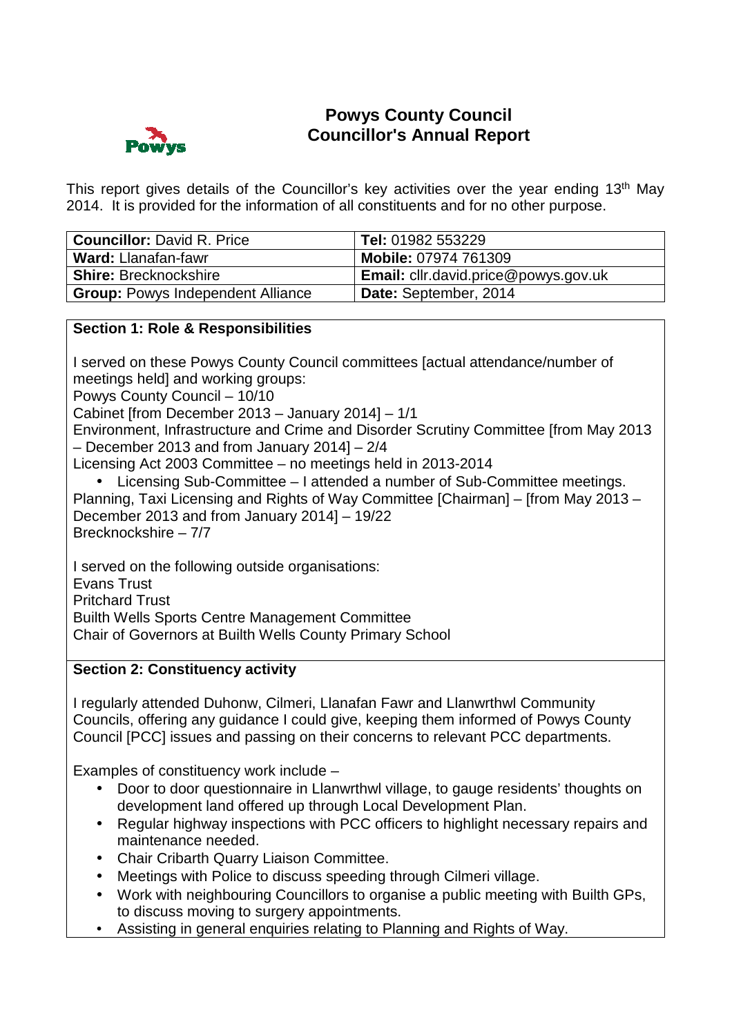# Powys County Council
## Councillor's Annual Report

This report gives details of the Councillor's key activities over the year ending 13th May 2014. It is provided for the information of all constituents and for no other purpose.

| **Councillor:** David R. Price | **Tel:** 01982 553229 |
|---|---|
| **Ward:** Llanafan-fawr | **Mobile:** 07974 761309 |
| **Shire:** Brecknockshire | **Email:** cllr.david.price@powys.gov.uk |
| **Group:** Powys Independent Alliance | **Date:** September, 2014 |

### Section 1: Role & Responsibilities

I served on these Powys County Council committees [actual attendance/number of meetings held] and working groups:

Powys County Council – 10/10

Cabinet [from December 2013 – January 2014] – 1/1

Environment, Infrastructure and Crime and Disorder Scrutiny Committee [from May 2013 – December 2013 and from January 2014] – 2/4

Licensing Act 2003 Committee – no meetings held in 2013-2014

- Licensing Sub-Committee – I attended a number of Sub-Committee meetings.

Planning, Taxi Licensing and Rights of Way Committee [Chairman] – [from May 2013 – December 2013 and from January 2014] – 19/22

Brecknockshire – 7/7

I served on the following outside organisations:

Evans Trust

Pritchard Trust

Builth Wells Sports Centre Management Committee

Chair of Governors at Builth Wells County Primary School

### Section 2: Constituency activity

I regularly attended Duhonw, Cilmeri, Llanafan Fawr and Llanwrthwl Community Councils, offering any guidance I could give, keeping them informed of Powys County Council [PCC] issues and passing on their concerns to relevant PCC departments.

Examples of constituency work include –

- Door to door questionnaire in Llanwrthwl village, to gauge residents' thoughts on development land offered up through Local Development Plan.
- Regular highway inspections with PCC officers to highlight necessary repairs and maintenance needed.
- Chair Cribarth Quarry Liaison Committee.
- Meetings with Police to discuss speeding through Cilmeri village.
- Work with neighbouring Councillors to organise a public meeting with Builth GPs, to discuss moving to surgery appointments.
- Assisting in general enquiries relating to Planning and Rights of Way.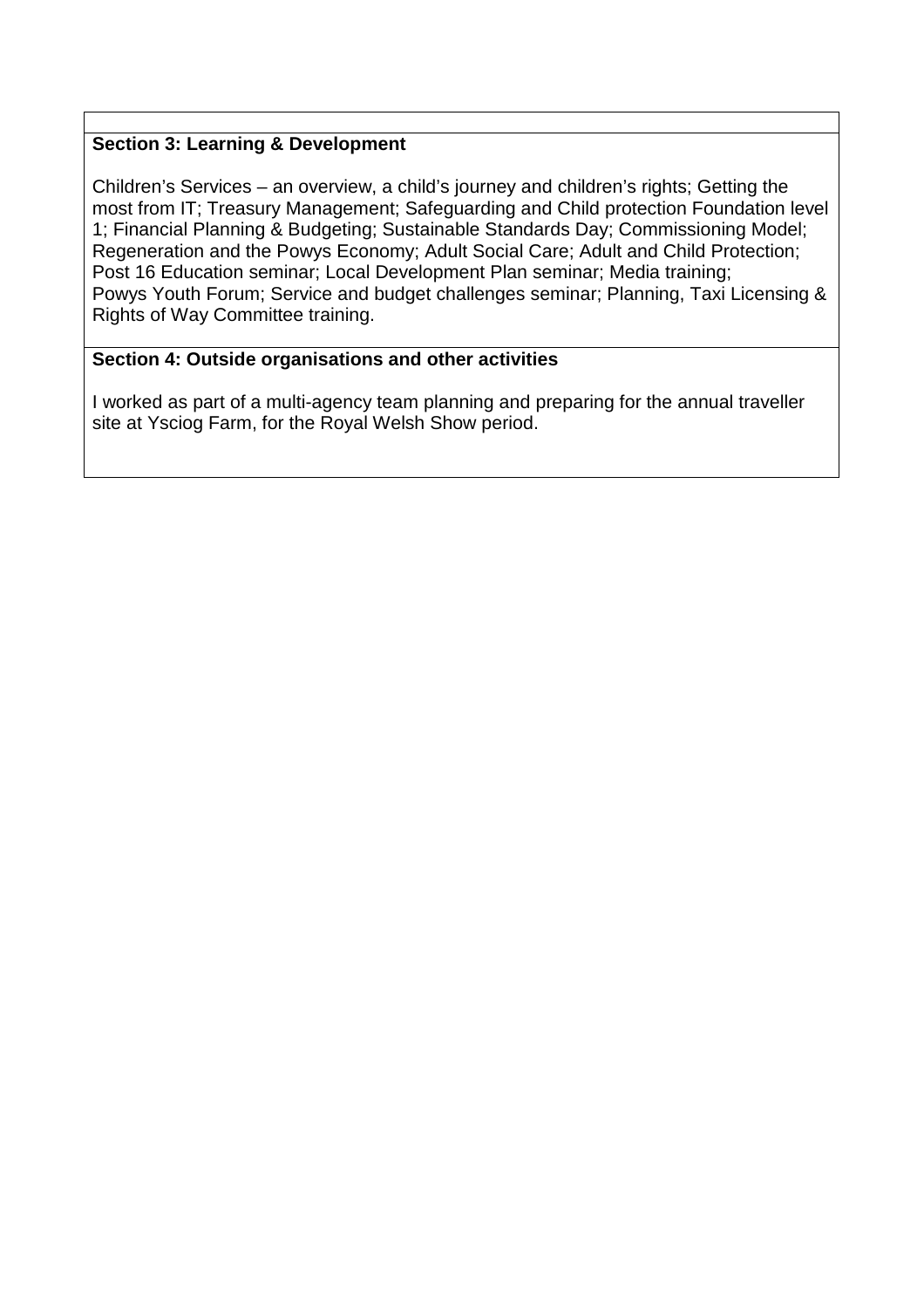## Section 3: Learning & Development

Children's Services – an overview, a child's journey and children's rights; Getting the most from IT; Treasury Management; Safeguarding and Child protection Foundation level 1; Financial Planning & Budgeting; Sustainable Standards Day; Commissioning Model; Regeneration and the Powys Economy; Adult Social Care; Adult and Child Protection; Post 16 Education seminar; Local Development Plan seminar; Media training; Powys Youth Forum; Service and budget challenges seminar; Planning, Taxi Licensing & Rights of Way Committee training.

## Section 4: Outside organisations and other activities

I worked as part of a multi-agency team planning and preparing for the annual traveller site at Ysciog Farm, for the Royal Welsh Show period.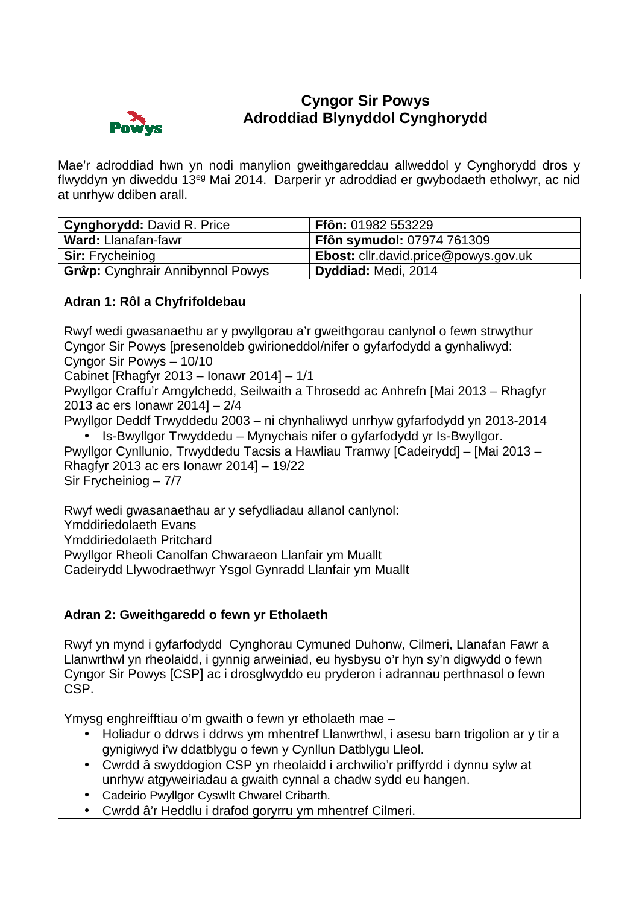# Cyngor Sir Powys
# Adroddiad Blynyddol Cynghorydd

Mae'r adroddiad hwn yn nodi manylion gweithgareddau allweddol y Cynghorydd dros y flwyddyn yn diweddu 13eg Mai 2014. Darperir yr adroddiad er gwybodaeth etholwyr, ac nid at unrhyw ddiben arall.

| **Cynghorydd:** David R. Price | **Ffôn:** 01982 553229 |
|---|---|
| **Ward:** Llanafan-fawr | **Ffôn symudol:** 07974 761309 |
| **Sir:** Frycheiniog | **Ebost:** cllr.david.price@powys.gov.uk |
| **Grŵp:** Cynghrair Annibynnol Powys | **Dyddiad:** Medi, 2014 |

## Adran 1: Rôl a Chyfrifoldebau

Rwyf wedi gwasanaethu ar y pwyllgorau a'r gweithgorau canlynol o fewn strwythur Cyngor Sir Powys [presenoldeb gwirioneddol/nifer o gyfarfodydd a gynhaliwyd:
Cyngor Sir Powys – 10/10
Cabinet [Rhagfyr 2013 – Ionawr 2014] – 1/1
Pwyllgor Craffu'r Amgylchedd, Seilwaith a Throsedd ac Anhrefn [Mai 2013 – Rhagfyr 2013 ac ers Ionawr 2014] – 2/4
Pwyllgor Deddf Trwyddedu 2003 – ni chynhaliwyd unrhyw gyfarfodydd yn 2013-2014

- Is-Bwyllgor Trwyddedu – Mynychais nifer o gyfarfodydd yr Is-Bwyllgor.

Pwyllgor Cynllunio, Trwyddedu Tacsis a Hawliau Tramwy [Cadeirydd] – [Mai 2013 – Rhagfyr 2013 ac ers Ionawr 2014] – 19/22
Sir Frycheiniog – 7/7

Rwyf wedi gwasanaethau ar y sefydliadau allanol canlynol:
Ymddiriedolaeth Evans
Ymddiriedolaeth Pritchard
Pwyllgor Rheoli Canolfan Chwaraeon Llanfair ym Muallt
Cadeirydd Llywodraethwyr Ysgol Gynradd Llanfair ym Muallt

## Adran 2: Gweithgaredd o fewn yr Etholaeth

Rwyf yn mynd i gyfarfodydd Cynghorau Cymuned Duhonw, Cilmeri, Llanafan Fawr a Llanwrthwl yn rheolaidd, i gynnig arweiniad, eu hysbysu o'r hyn sy'n digwydd o fewn Cyngor Sir Powys [CSP] ac i drosglwyddo eu pryderon i adrannau perthnasol o fewn CSP.

Ymysg enghreifftiau o'm gwaith o fewn yr etholaeth mae –

- Holiadur o ddrws i ddrws ym mhentref Llanwrthwl, i asesu barn trigolion ar y tir a gynigiwyd i'w ddatblygu o fewn y Cynllun Datblygu Lleol.
- Cwrdd â swyddogion CSP yn rheolaidd i archwilio'r priffyrdd i dynnu sylw at unrhyw atgyweiriadau a gwaith cynnal a chadw sydd eu hangen.
- Cadeirio Pwyllgor Cyswllt Chwarel Cribarth.
- Cwrdd â'r Heddlu i drafod goryrru ym mhentref Cilmeri.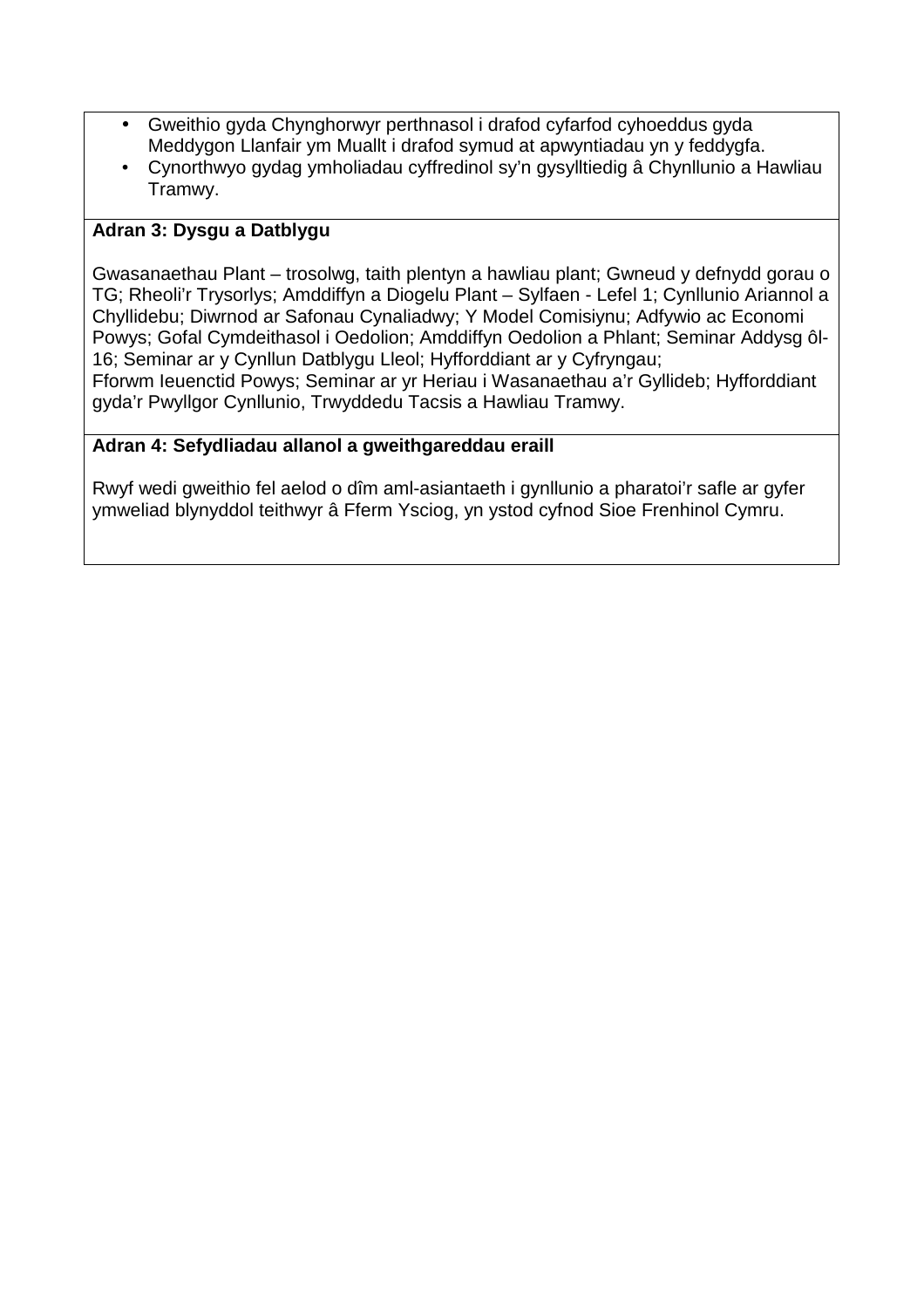- Gweithio gyda Chynghorwyr perthnasol i drafod cyfarfod cyhoeddus gyda Meddygon Llanfair ym Muallt i drafod symud at apwyntiadau yn y feddygfa.
- Cynorthwyo gydag ymholiadau cyffredinol sy'n gysylltiedig â Chynllunio a Hawliau Tramwy.

**Adran 3: Dysgu a Datblygu**

Gwasanaethau Plant – trosolwg, taith plentyn a hawliau plant; Gwneud y defnydd gorau o TG; Rheoli'r Trysorlys; Amddiffyn a Diogelu Plant – Sylfaen - Lefel 1; Cynllunio Ariannol a Chyllidebu; Diwrnod ar Safonau Cynaliadwy; Y Model Comisiynu; Adfywio ac Economi Powys; Gofal Cymdeithasol i Oedolion; Amddiffyn Oedolion a Phlant; Seminar Addysg ôl-16; Seminar ar y Cynllun Datblygu Lleol; Hyfforddiant ar y Cyfryngau;
Fforwm Ieuenctid Powys; Seminar ar yr Heriau i Wasanaethau a'r Gyllideb; Hyfforddiant gyda'r Pwyllgor Cynllunio, Trwyddedu Tacsis a Hawliau Tramwy.

**Adran 4: Sefydliadau allanol a gweithgareddau eraill**

Rwyf wedi gweithio fel aelod o dîm aml-asiantaeth i gynllunio a pharatoi'r safle ar gyfer ymweliad blynyddol teithwyr â Fferm Ysciog, yn ystod cyfnod Sioe Frenhinol Cymru.